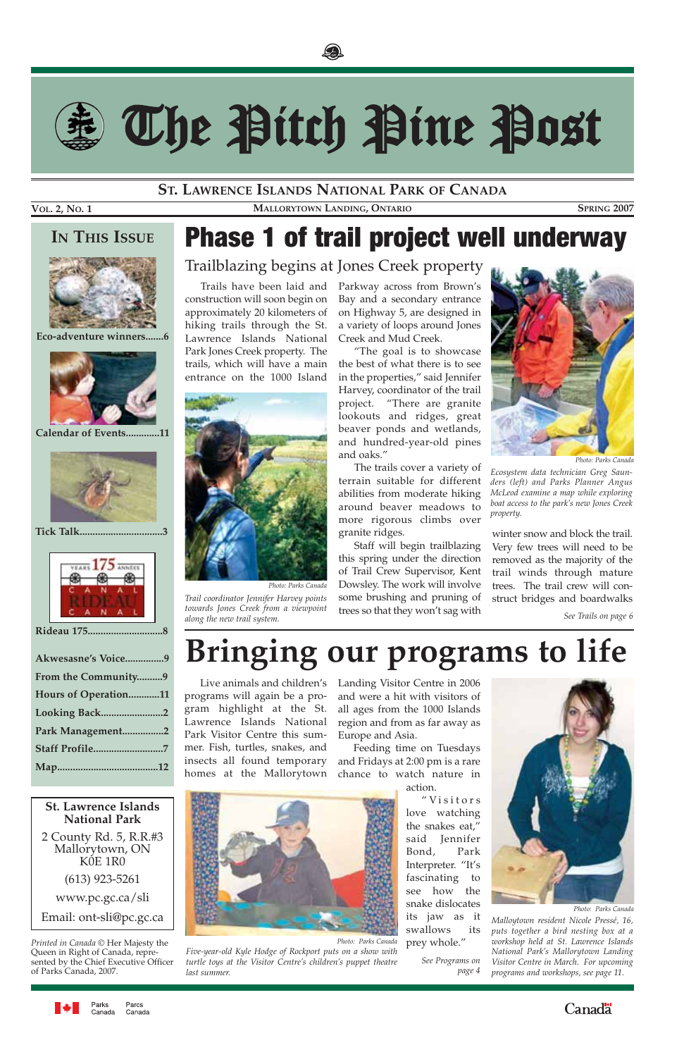# The Pitch Pine Post

## St. Lawrence Islands National Park of Canada

Vol. 2, No. 1 — Mallorytown Landing, Ontario — Spring 2007

## In This Issue

Eco-adventure winners.......6

Calendar of Events.............11

Tick Talk................................3

Rideau 175.............................8

Akwesasne's Voice...............9

From the Community..........9

Hours of Operation............11

Looking Back........................2

Park Management................2

Staff Profile...........................7

Map.......................................12

**St. Lawrence Islands National Park**

2 County Rd. 5, R.R.#3
Mallorytown, ON
K0E 1R0

(613) 923-5261

www.pc.gc.ca/sli

Email: ont-sli@pc.gc.ca

*Printed in Canada © Her Majesty the Queen in Right of Canada, represented by the Chief Executive Officer of Parks Canada, 2007.*

# Phase 1 of trail project well underway

## Trailblazing begins at Jones Creek property

Trails have been laid and construction will soon begin on approximately 20 kilometers of hiking trails through the St. Lawrence Islands National Park Jones Creek property. The trails, which will have a main entrance on the 1000 Island Parkway across from Brown's Bay and a secondary entrance on Highway 5, are designed in a variety of loops around Jones Creek and Mud Creek.

"The goal is to showcase the best of what there is to see in the properties," said Jennifer Harvey, coordinator of the trail project. "There are granite lookouts and ridges, great beaver ponds and wetlands, and hundred-year-old pines and oaks."

The trails cover a variety of terrain suitable for different abilities from moderate hiking around beaver meadows to more rigorous climbs over granite ridges.

Staff will begin trailblazing this spring under the direction of Trail Crew Supervisor, Kent Dowsley. The work will involve some brushing and pruning of trees so that they won't sag with winter snow and block the trail. Very few trees will need to be removed as the majority of the trail winds through mature trees. The trail crew will construct bridges and boardwalks

*See Trails on page 6*

Photo: Parks Canada

*Trail coordinator Jennifer Harvey points towards Jones Creek from a viewpoint along the new trail system.*

Photo: Parks Canada

*Ecosystem data technician Greg Saunders (left) and Parks Planner Angus McLeod examine a map while exploring boat access to the park's new Jones Creek property.*

# Bringing our programs to life

Live animals and children's programs will again be a program highlight at the St. Lawrence Islands National Park Visitor Centre this summer. Fish, turtles, snakes, and insects all found temporary homes at the Mallorytown Landing Visitor Centre in 2006 and were a hit with visitors of all ages from the 1000 Islands region and from as far away as Europe and Asia.

Feeding time on Tuesdays and Fridays at 2:00 pm is a rare chance to watch nature in action.

"Visitors love watching the snakes eat," said Jennifer Bond, Park Interpreter. "It's fascinating to see how the snake dislocates its jaw as it swallows its prey whole."

*See Programs on page 4*

Photo: Parks Canada

*Five-year-old Kyle Hodge of Rockport puts on a show with turtle toys at the Visitor Centre's children's puppet theatre last summer.*

Photo: Parks Canada

*Mallorytown resident Nicole Pressé, 16, puts together a bird nesting box at a workshop held at St. Lawrence Islands National Park's Mallorytown Landing Visitor Centre in March. For upcoming programs and workshops, see page 11.*

Parks Canada — Parcs Canada

Canada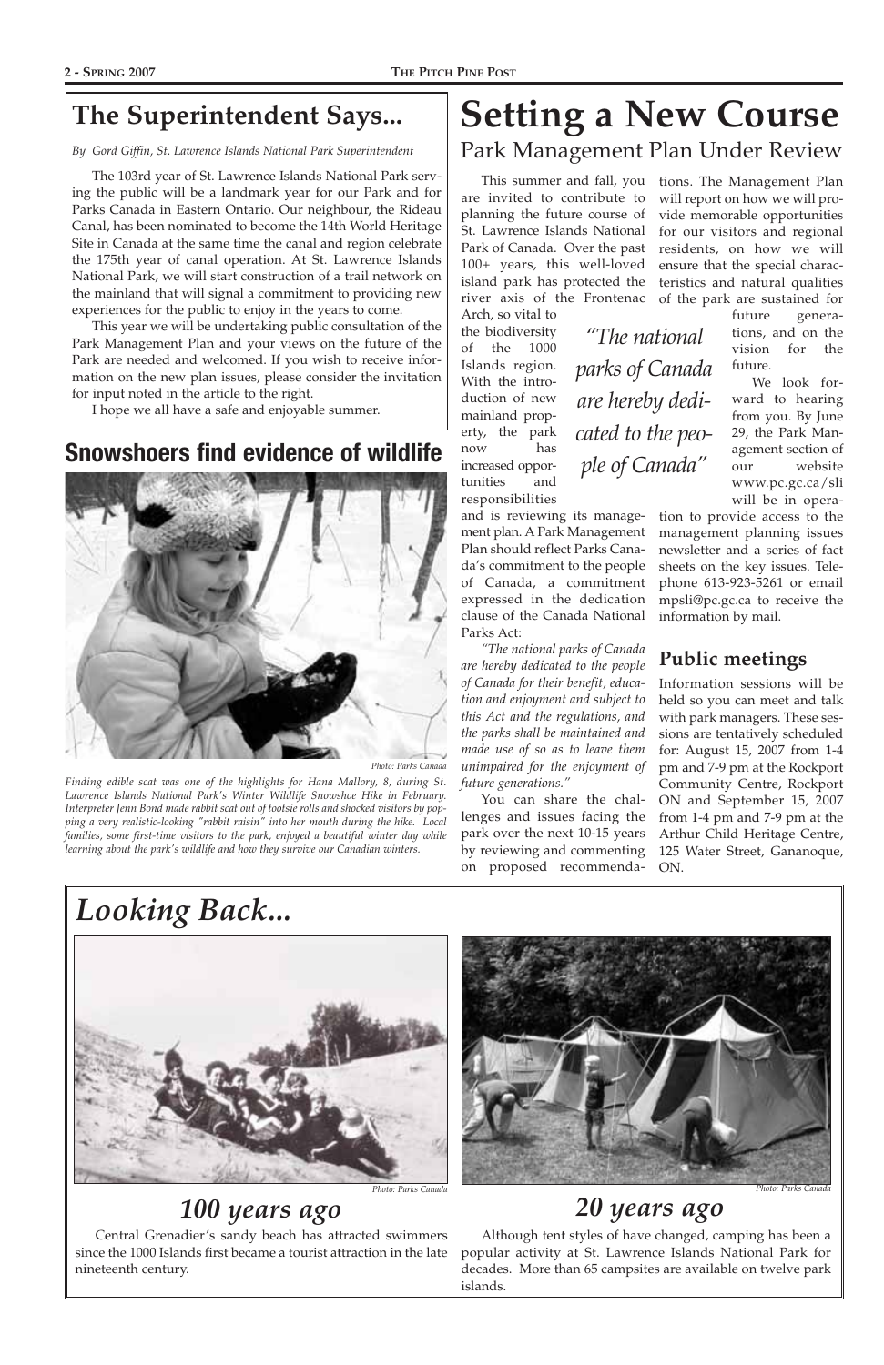## The Superintendent Says...

*By Gord Giffin, St. Lawrence Islands National Park Superintendent*

The 103rd year of St. Lawrence Islands National Park serving the public will be a landmark year for our Park and for Parks Canada in Eastern Ontario. Our neighbour, the Rideau Canal, has been nominated to become the 14th World Heritage Site in Canada at the same time the canal and region celebrate the 175th year of canal operation. At St. Lawrence Islands National Park, we will start construction of a trail network on the mainland that will signal a commitment to providing new experiences for the public to enjoy in the years to come.

This year we will be undertaking public consultation of the Park Management Plan and your views on the future of the Park are needed and welcomed. If you wish to receive information on the new plan issues, please consider the invitation for input noted in the article to the right.

I hope we all have a safe and enjoyable summer.

## Snowshoers find evidence of wildlife

*Photo: Parks Canada*

*Finding edible scat was one of the highlights for Hana Mallory, 8, during St. Lawrence Islands National Park's Winter Wildlife Snowshoe Hike in February. Interpreter Jenn Bond made rabbit scat out of tootsie rolls and shocked visitors by popping a very realistic-looking "rabbit raisin" into her mouth during the hike. Local families, some first-time visitors to the park, enjoyed a beautiful winter day while learning about the park's wildlife and how they survive our Canadian winters.*

# Setting a New Course

### Park Management Plan Under Review

This summer and fall, you are invited to contribute to planning the future course of St. Lawrence Islands National Park of Canada. Over the past 100+ years, this well-loved island park has protected the river axis of the Frontenac Arch, so vital to the biodiversity of the 1000 Islands region. With the introduction of new mainland property, the park now has increased opportunities and responsibilities and is reviewing its management plan. A Park Management Plan should reflect Parks Canada's commitment to the people of Canada, a commitment expressed in the dedication clause of the Canada National Parks Act:

*"The national parks of Canada are hereby dedicated to the people of Canada for their benefit, education and enjoyment and subject to this Act and the regulations, and the parks shall be maintained and made use of so as to leave them unimpaired for the enjoyment of future generations."*

You can share the challenges and issues facing the park over the next 10-15 years by reviewing and commenting on proposed recommendations. The Management Plan will report on how we will provide memorable opportunities for our visitors and regional residents, on how we will ensure that the special characteristics and natural qualities of the park are sustained for future generations, and on the vision for the future.

*"The national parks of Canada are hereby dedicated to the people of Canada"*

We look forward to hearing from you. By June 29, the Park Management section of our website www.pc.gc.ca/sli will be in operation to provide access to the management planning issues newsletter and a series of fact sheets on the key issues. Telephone 613-923-5261 or email mpsli@pc.gc.ca to receive the information by mail.

### Public meetings

Information sessions will be held so you can meet and talk with park managers. These sessions are tentatively scheduled for: August 15, 2007 from 1-4 pm and 7-9 pm at the Rockport Community Centre, Rockport ON and September 15, 2007 from 1-4 pm and 7-9 pm at the Arthur Child Heritage Centre, 125 Water Street, Gananoque, ON.

# *Looking Back...*

*Photo: Parks Canada*

## *100 years ago*

Central Grenadier's sandy beach has attracted swimmers since the 1000 Islands first became a tourist attraction in the late nineteenth century.

*Photo: Parks Canada*

## *20 years ago*

Although tent styles of have changed, camping has been a popular activity at St. Lawrence Islands National Park for decades. More than 65 campsites are available on twelve park islands.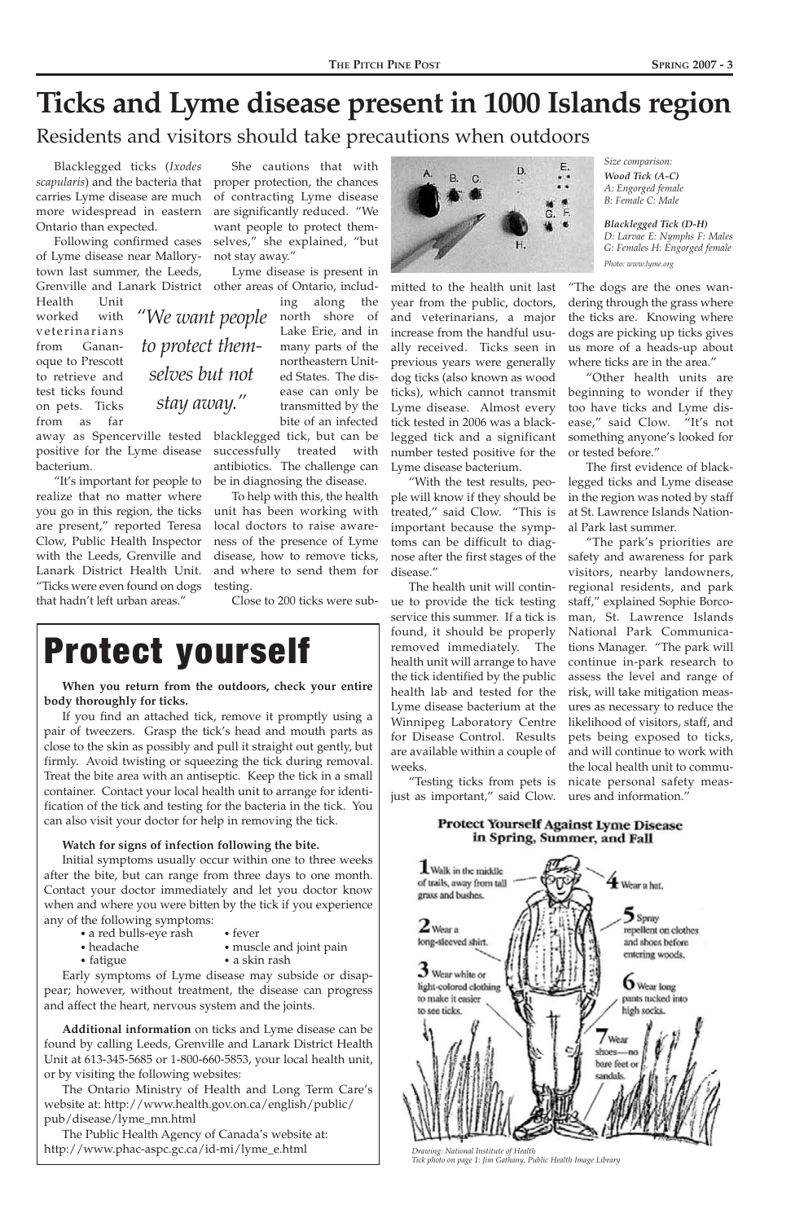# Ticks and Lyme disease present in 1000 Islands region

## Residents and visitors should take precautions when outdoors

Blacklegged ticks (*Ixodes scapularis*) and the bacteria that carries Lyme disease are much more widespread in eastern Ontario than expected.

Following confirmed cases of Lyme disease near Mallorytown last summer, the Leeds, Grenville and Lanark District Health Unit worked with veterinarians from Gananoque to Prescott to retrieve and test ticks found on pets. Ticks from as far away as Spencerville tested positive for the Lyme disease bacterium.

"It's important for people to realize that no matter where you go in this region, the ticks are present," reported Teresa Clow, Public Health Inspector with the Leeds, Grenville and Lanark District Health Unit. "Ticks were even found on dogs that hadn't left urban areas."

She cautions that with proper protection, the chances of contracting Lyme disease are significantly reduced. "We want people to protect themselves," she explained, "but not stay away."

*"We want people to protect themselves but not stay away."*

Lyme disease is present in other areas of Ontario, including along the north shore of Lake Erie, and in many parts of the northeastern United States. The disease can only be transmitted by the bite of an infected blacklegged tick, but can be successfully treated with antibiotics. The challenge can be in diagnosing the disease.

To help with this, the health unit has been working with local doctors to raise awareness of the presence of Lyme disease, how to remove ticks, and where to send them for testing.

Close to 200 ticks were submitted to the health unit last year from the public, doctors, and veterinarians, a major increase from the handful usually received. Ticks seen in previous years were generally dog ticks (also known as wood ticks), which cannot transmit Lyme disease. Almost every tick tested in 2006 was a blacklegged tick and a significant number tested positive for the Lyme disease bacterium.

*Size comparison:*
***Wood Tick (A-C)***
*A: Engorged female*
*B: Female C: Male*

***Blacklegged Tick (D-H)***
*D: Larvae E: Nymphs F: Males*
*G: Females H: Engorged female*

*Photo: www.lyme.org*

"With the test results, people will know if they should be treated," said Clow. "This is important because the symptoms can be difficult to diagnose after the first stages of the disease."

The health unit will continue to provide the tick testing service this summer. If a tick is found, it should be properly removed immediately. The health unit will arrange to have the tick identified by the public health lab and tested for the Lyme disease bacterium at the Winnipeg Laboratory Centre for Disease Control. Results are available within a couple of weeks.

"Testing ticks from pets is just as important," said Clow. "The dogs are the ones wandering through the grass where the ticks are. Knowing where dogs are picking up ticks gives us more of a heads-up about where ticks are in the area."

"Other health units are beginning to wonder if they too have ticks and Lyme disease," said Clow. "It's not something anyone's looked for or tested before."

The first evidence of blacklegged ticks and Lyme disease in the region was noted by staff at St. Lawrence Islands National Park last summer.

"The park's priorities are safety and awareness for park visitors, nearby landowners, regional residents, and park staff," explained Sophie Borcoman, St. Lawrence Islands National Park Communications Manager. "The park will continue in-park research to assess the level and range of risk, will take mitigation measures as necessary to reduce the likelihood of visitors, staff, and pets being exposed to ticks, and will continue to work with the local health unit to communicate personal safety measures and information."

# Protect yourself

**When you return from the outdoors, check your entire body thoroughly for ticks.**

If you find an attached tick, remove it promptly using a pair of tweezers. Grasp the tick's head and mouth parts as close to the skin as possibly and pull it straight out gently, but firmly. Avoid twisting or squeezing the tick during removal. Treat the bite area with an antiseptic. Keep the tick in a small container. Contact your local health unit to arrange for identification of the tick and testing for the bacteria in the tick. You can also visit your doctor for help in removing the tick.

**Watch for signs of infection following the bite.**

Initial symptoms usually occur within one to three weeks after the bite, but can range from three days to one month. Contact your doctor immediately and let you doctor know when and where you were bitten by the tick if you experience any of the following symptoms:

- a red bulls-eye rash
- headache
- fatigue
- fever
- muscle and joint pain
- a skin rash

Early symptoms of Lyme disease may subside or disappear; however, without treatment, the disease can progress and affect the heart, nervous system and the joints.

**Additional information** on ticks and Lyme disease can be found by calling Leeds, Grenville and Lanark District Health Unit at 613-345-5685 or 1-800-660-5853, your local health unit, or by visiting the following websites:

The Ontario Ministry of Health and Long Term Care's website at: http://www.health.gov.on.ca/english/public/pub/disease/lyme_mn.html

The Public Health Agency of Canada's website at: http://www.phac-aspc.gc.ca/id-mi/lyme_e.html

**Protect Yourself Against Lyme Disease in Spring, Summer, and Fall**

1. Walk in the middle of trails, away from tall grass and bushes.
2. Wear a long-sleeved shirt.
3. Wear white or light-colored clothing to make it easier to see ticks.
4. Wear a hat.
5. Spray repellent on clothes and shoes before entering woods.
6. Wear long pants tucked into high socks.
7. Wear shoes—no bare feet or sandals.

*Drawing: National Institute of Health*
*Tick photo on page 1: Jim Gathany, Public Health Image Library*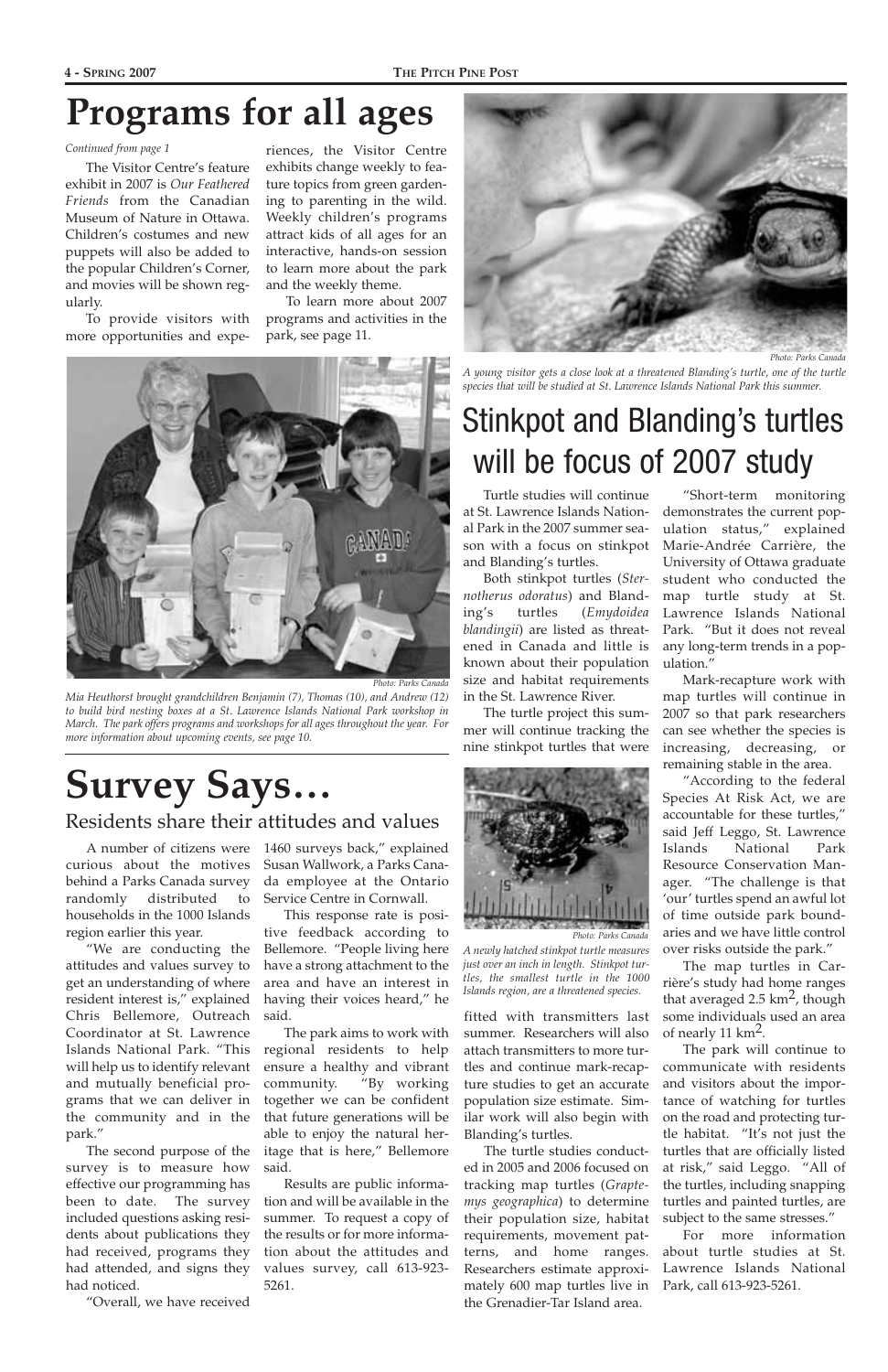# Programs for all ages

*Continued from page 1*

The Visitor Centre's feature exhibit in 2007 is *Our Feathered Friends* from the Canadian Museum of Nature in Ottawa. Children's costumes and new puppets will also be added to the popular Children's Corner, and movies will be shown regularly.

To provide visitors with more opportunities and experiences, the Visitor Centre exhibits change weekly to feature topics from green gardening to parenting in the wild. Weekly children's programs attract kids of all ages for an interactive, hands-on session to learn more about the park and the weekly theme.

To learn more about 2007 programs and activities in the park, see page 11.

Photo: Parks Canada

*Mia Heuthorst brought grandchildren Benjamin (7), Thomas (10), and Andrew (12) to build bird nesting boxes at a St. Lawrence Islands National Park workshop in March. The park offers programs and workshops for all ages throughout the year. For more information about upcoming events, see page 10.*

# Survey Says...

## Residents share their attitudes and values

A number of citizens were curious about the motives behind a Parks Canada survey randomly distributed to households in the 1000 Islands region earlier this year.

"We are conducting the attitudes and values survey to get an understanding of where resident interest is," explained Chris Bellemore, Outreach Coordinator at St. Lawrence Islands National Park. "This will help us to identify relevant and mutually beneficial programs that we can deliver in the community and in the park."

The second purpose of the survey is to measure how effective our programming has been to date. The survey included questions asking residents about publications they had received, programs they had attended, and signs they had noticed.

"Overall, we have received 1460 surveys back," explained Susan Wallwork, a Parks Canada employee at the Ontario Service Centre in Cornwall.

This response rate is positive feedback according to Bellemore. "People living here have a strong attachment to the area and have an interest in having their voices heard," he said.

The park aims to work with regional residents to help ensure a healthy and vibrant community. "By working together we can be confident that future generations will be able to enjoy the natural heritage that is here," Bellemore said.

Results are public information and will be available in the summer. To request a copy of the results or for more information about the attitudes and values survey, call 613-923-5261.

Photo: Parks Canada

*A young visitor gets a close look at a threatened Blanding's turtle, one of the turtle species that will be studied at St. Lawrence Islands National Park this summer.*

# Stinkpot and Blanding's turtles will be focus of 2007 study

Turtle studies will continue at St. Lawrence Islands National Park in the 2007 summer season with a focus on stinkpot and Blanding's turtles.

Both stinkpot turtles (*Sternotherus odoratus*) and Blanding's turtles (*Emydoidea blandingii*) are listed as threatened in Canada and little is known about their population size and habitat requirements in the St. Lawrence River.

The turtle project this summer will continue tracking the nine stinkpot turtles that were fitted with transmitters last summer. Researchers will also attach transmitters to more turtles and continue mark-recapture studies to get an accurate population size estimate. Similar work will also begin with Blanding's turtles.

Photo: Parks Canada

*A newly hatched stinkpot turtle measures just over an inch in length. Stinkpot turtles, the smallest turtle in the 1000 Islands region, are a threatened species.*

The turtle studies conducted in 2005 and 2006 focused on tracking map turtles (*Graptemys geographica*) to determine their population size, habitat requirements, movement patterns, and home ranges. Researchers estimate approximately 600 map turtles live in the Grenadier-Tar Island area.

"Short-term monitoring demonstrates the current population status," explained Marie-Andrée Carrière, the University of Ottawa graduate student who conducted the map turtle study at St. Lawrence Islands National Park. "But it does not reveal any long-term trends in a population."

Mark-recapture work with map turtles will continue in 2007 so that park researchers can see whether the species is increasing, decreasing, or remaining stable in the area.

"According to the federal Species At Risk Act, we are accountable for these turtles," said Jeff Leggo, St. Lawrence Islands National Park Resource Conservation Manager. "The challenge is that 'our' turtles spend an awful lot of time outside park boundaries and we have little control over risks outside the park."

The map turtles in Carrière's study had home ranges that averaged 2.5 $km^2$, though some individuals used an area of nearly 11 $km^2$.

The park will continue to communicate with residents and visitors about the importance of watching for turtles on the road and protecting turtle habitat. "It's not just the turtles that are officially listed at risk," said Leggo. "All of the turtles, including snapping turtles and painted turtles, are subject to the same stresses."

For more information about turtle studies at St. Lawrence Islands National Park, call 613-923-5261.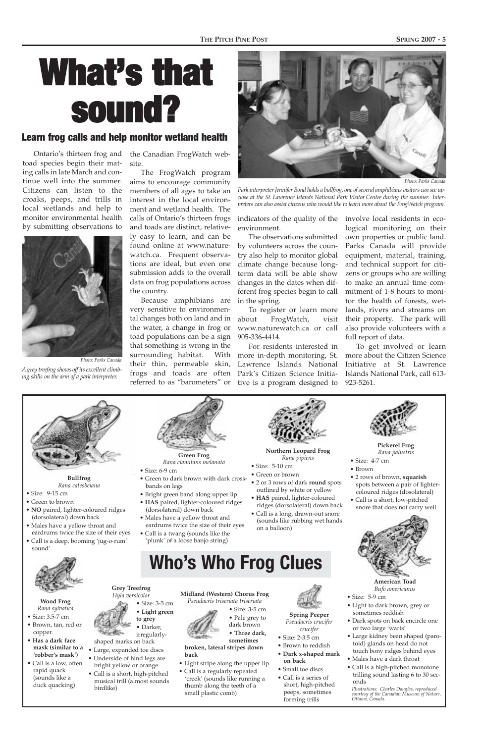# What's that sound?

## Learn frog calls and help monitor wetland health

Ontario's thirteen frog and toad species begin their mating calls in late March and continue well into the summer. Citizens can listen to the croaks, peeps, and trills in local wetlands and help to monitor environmental health by submitting observations to the Canadian FrogWatch website.

Photo: Parks Canada

*A grey treefrog shows off its excellent climbing skills on the arm of a park interpreter.*

The FrogWatch program aims to encourage community members of all ages to take an interest in the local environment and wetland health. The calls of Ontario's thirteen frogs and toads are distinct, relatively easy to learn, and can be found online at www.naturewatch.ca. Frequent observations are ideal, but even one submission adds to the overall data on frog populations across the country.

Because amphibians are very sensitive to environmental changes both on land and in the water, a change in frog or toad populations can be a sign that something is wrong in the surrounding habitat. With their thin, permeable skin, frogs and toads are often referred to as "barometers" or indicators of the quality of the environment.

Photo: Parks Canada

*Park interpreter Jennifer Bond holds a bullfrog, one of several amphibians visitors can see up-close at the St. Lawrence Islands National Park Visitor Centre during the summer. Interpreters can also assist citizens who would like to learn more about the FrogWatch program.*

The observations submitted by volunteers across the country also help to monitor global climate change because long-term data will be able show changes in the dates when different frog species begin to call in the spring.

To register or learn more about FrogWatch, visit www.naturewatch.ca or call 905-336-4414.

For residents interested in more in-depth monitoring, St. Lawrence Islands National Park's Citizen Science Initiative is a program designed to involve local residents in ecological monitoring on their own properties or public land. Parks Canada will provide equipment, material, training, and technical support for citizens or groups who are willing to make an annual time commitment of 1-8 hours to monitor the health of forests, wetlands, rivers and streams on their property. The park will also provide volunteers with a full report of data.

To get involved or learn more about the Citizen Science Initiative at St. Lawrence Islands National Park, call 613-923-5261.

## Who's Who Frog Clues

**Bullfrog**
*Rana catesbeiana*

- Size: 9-15 cm
- Green to brown
- **NO** paired, lighter-coloured ridges (dorsolateral) down back
- Males have a yellow throat and eardrums twice the size of their eyes
- Call is a deep, booming 'jug-o-rum' sound'

**Green Frog**
*Rana clamitans melanota*

- Size: 6-9 cm
- Green to dark brown with dark cross-bands on legs
- Bright green band along upper lip
- **HAS** paired, lighter-coloured ridges (dorsolateral) down back
- Males have a yellow throat and eardrums twice the size of their eyes
- Call is a twang (sounds like the 'plunk' of a loose banjo string)

**Northern Leopard Frog**
*Rana pipiens*

- Size: 5-10 cm
- Green or brown
- 2 or 3 rows of dark **round** spots outlined by white or yellow
- **HAS** paired, lighter-coloured ridges (dorsolateral) down back
- Call is a long, drawn-out snore (sounds like rubbing wet hands on a balloon)

**Pickerel Frog**
*Rana palustris*

- Size: 4-7 cm
- Brown
- 2 rows of brown, **squarish** spots between a pair of lighter-coloured ridges (dosolateral)
- Call is a short, low-pitched snore that does not carry well

**American Toad**
*Bufo americanus*

- Size: 5-9 cm
- Light to dark brown, grey or sometimes reddish
- Dark spots on back encircle one or two large 'warts'
- Large kidney bean shaped (parotoid) glands on head do not touch bony ridges behind eyes
- Males have a dark throat
- Call is a high-pitched monotone trilling sound lasting 6 to 30 seconds

**Wood Frog**
*Rana sylvatica*

- Size: 3.5-7 cm
- Brown, tan, red or copper
- **Has a dark face mask (similar to a 'robber's mask')**
- Call is a low, often rapid quack (sounds like a duck quacking)

**Grey Treefrog**
*Hyla versicolor*

- Size: 3-5 cm
- **Light green to grey**
- Darker, irregularly-shaped marks on back
- Large, expanded toe discs
- Underside of hind legs are bright yellow or orange
- Call is a short, high-pitched musical trill (almost sounds birdlike)

**Midland (Western) Chorus Frog**
*Pseudacris triseriata triseriata*

- Size: 3-5 cm
- Pale grey to dark brown
- **Three dark, sometimes broken, lateral stripes down back**
- Light stripe along the upper lip
- Call is a regularly repeated 'creek' (sounds like running a thumb along the teeth of a small plastic comb)

**Spring Peeper**
*Pseudacris crucifer crucifer*

- Size: 2-3.5 cm
- Brown to reddish
- **Dark x-shaped mark on back**
- Small toe discs
- Call is a series of short, high-pitched peeps, sometimes forming trills

*Illustrations: Charles Douglas, reproduced courtesy of the Canadian Museum of Nature, Ottawa, Canada.*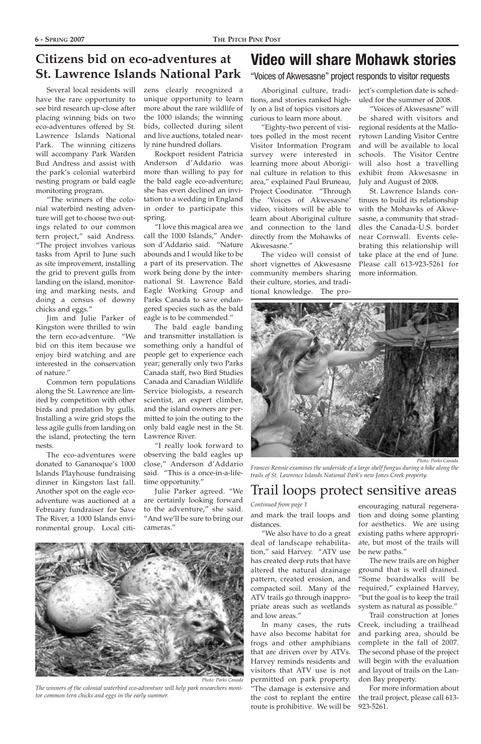## Citizens bid on eco-adventures at St. Lawrence Islands National Park

Several local residents will have the rare opportunity to see bird research up-close after placing winning bids on two eco-adventures offered by St. Lawrence Islands National Park. The winning citizens will accompany Park Warden Bud Andress and assist with the park's colonial waterbird nesting program or bald eagle monitoring program.

"The winners of the colonial waterbird nesting adventure will get to choose two outings related to our common tern project," said Andress. "The project involves various tasks from April to June such as site improvement, installing the grid to prevent gulls from landing on the island, monitoring and marking nests, and doing a census of downy chicks and eggs."

Jim and Julie Parker of Kingston were thrilled to win the tern eco-adventure. "We bid on this item because we enjoy bird watching and are interested in the conservation of nature."

Common tern populations along the St. Lawrence are limited by competition with other birds and predation by gulls. Installing a wire grid stops the less agile gulls from landing on the island, protecting the tern nests.

The eco-adventures were donated to Gananoque's 1000 Islands Playhouse fundraising dinner in Kingston last fall. Another spot on the eagle eco-adventure was auctioned at a February fundraiser for Save The River, a 1000 Islands environmental group. Local citizens clearly recognized a unique opportunity to learn more about the rare wildlife of the 1000 islands; the winning bids, collected during silent and live auctions, totaled nearly nine hundred dollars.

Rockport resident Patricia Anderson d'Addario was more than willing to pay for the bald eagle eco-adventure; she has even declined an invitation to a wedding in England in order to participate this spring.

"I love this magical area we call the 1000 Islands," Anderson d'Addario said. "Nature abounds and I would like to be a part of its preservation. The work being done by the international St. Lawrence Bald Eagle Working Group and Parks Canada to save endangered species such as the bald eagle is to be commended."

The bald eagle banding and transmitter installation is something only a handful of people get to experience each year; generally only two Parks Canada staff, two Bird Studies Canada and Canadian Wildlife Service biologists, a research scientist, an expert climber, and the island owners are permitted to join the outing to the only bald eagle nest in the St. Lawrence River.

"I really look forward to observing the bald eagles up close," Anderson d'Addario said. "This is a once-in-a-lifetime opportunity."

Julie Parker agreed. "We are certainly looking forward to the adventure," she said. "And we'll be sure to bring our cameras."

Photo: Parks Canada

*The winners of the colonial waterbird eco-adventure will help park researchers monitor common tern chicks and eggs in the early summer.*

## Video will share Mohawk stories

### "Voices of Akwesasne" project responds to visitor requests

Aboriginal culture, traditions, and stories ranked highly on a list of topics visitors are curious to learn more about.

"Eighty-two percent of visitors polled in the most recent Visitor Information Program survey were interested in learning more about Aboriginal culture in relation to this area," explained Paul Bruneau, Project Coodinator. "Through the 'Voices of Akwesasne' video, visitors will be able to learn about Aboriginal culture and connection to the land directly from the Mohawks of Akwesasne."

The video will consist of short vignettes of Akwesasne community members sharing their culture, stories, and traditional knowledge. The project's completion date is scheduled for the summer of 2008.

"Voices of Akwesasne" will be shared with visitors and regional residents at the Mallorytown Landing Visitor Centre and will be available to local schools. The Visitor Centre will also host a travelling exhibit from Akwesasne in July and August of 2008.

St. Lawrence Islands continues to build its relationship with the Mohawks of Akwesasne, a community that straddles the Canada-U.S. border near Cornwall. Events celebrating this relationship will take place at the end of June. Please call 613-923-5261 for more information.

Photo: Parks Canada

*Frances Rennie examines the underside of a large shelf fungus during a hike along the trails of St. Lawrence Islands National Park's new Jones Creek property.*

## Trail loops protect sensitive areas

*Continued from page 1*

and mark the trail loops and distances.

"We also have to do a great deal of landscape rehabilitation," said Harvey. "ATV use has created deep ruts that have altered the natural drainage pattern, created erosion, and compacted soil. Many of the ATV trails go through inappropriate areas such as wetlands and low areas."

In many cases, the ruts have also become habitat for frogs and other amphibians that are driven over by ATVs. Harvey reminds residents and visitors that ATV use is not permitted on park property. "The damage is extensive and the cost to replant the entire route is prohibitive. We will be encouraging natural regeneration and doing some planting for aesthetics. We are using existing paths where appropriate, but most of the trails will be new paths."

The new trails are on higher ground that is well drained. "Some boardwalks will be required," explained Harvey, "but the goal is to keep the trail system as natural as possible."

Trail construction at Jones Creek, including a trailhead and parking area, should be complete in the fall of 2007. The second phase of the project will begin with the evaluation and layout of trails on the Landon Bay property.

For more information about the trail project, please call 613-923-5261.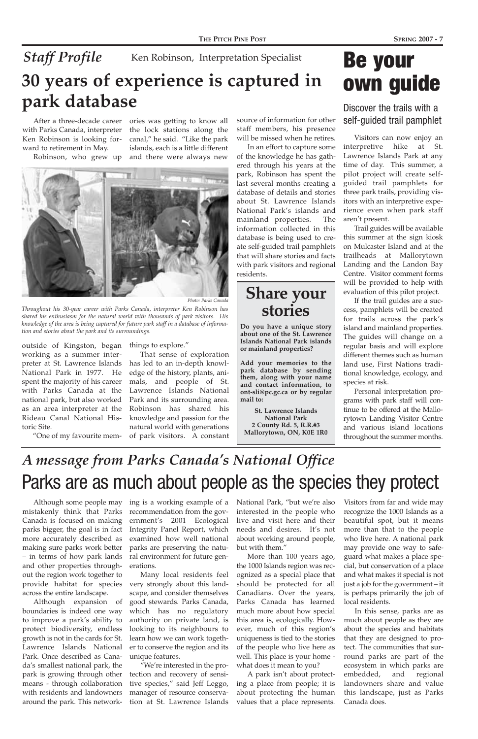## *Staff Profile* Ken Robinson, Interpretation Specialist

# 30 years of experience is captured in park database

After a three-decade career with Parks Canada, interpreter Ken Robinson is looking forward to retirement in May.

Robinson, who grew up outside of Kingston, began working as a summer interpreter at St. Lawrence Islands National Park in 1977. He spent the majority of his career with Parks Canada at the national park, but also worked as an area interpreter at the Rideau Canal National Historic Site.

"One of my favourite memories was getting to know all the lock stations along the canal," he said. "Like the park islands, each is a little different and there were always new things to explore."

*Photo: Parks Canada*

*Throughout his 30-year career with Parks Canada, interpreter Ken Robinson has shared his enthusiasm for the natural world with thousands of park visitors. His knowledge of the area is being captured for future park staff in a database of information and stories about the park and its surroundings.*

That sense of exploration has led to an in-depth knowledge of the history, plants, animals, and people of St. Lawrence Islands National Park and its surrounding area. Robinson has shared his knowledge and passion for the natural world with generations of park visitors. A constant source of information for other staff members, his presence will be missed when he retires.

In an effort to capture some of the knowledge he has gathered through his years at the park, Robinson has spent the last several months creating a database of details and stories about St. Lawrence Islands National Park's islands and mainland properties. The information collected in this database is being used to create self-guided trail pamphlets that will share stories and facts with park visitors and regional residents.

## Share your stories

**Do you have a unique story about one of the St. Lawrence Islands National Park islands or mainland properties?**

**Add your memories to the park database by sending them, along with your name and contact information, to ont-sli@pc.gc.ca or by regular mail to:**

**St. Lawrence Islands National Park**
**2 County Rd. 5, R.R.#3**
**Mallorytown, ON, K0E 1R0**

# Be your own guide

### Discover the trails with a self-guided trail pamphlet

Visitors can now enjoy an interpretive hike at St. Lawrence Islands Park at any time of day. This summer, a pilot project will create self-guided trail pamphlets for three park trails, providing visitors with an interpretive experience even when park staff aren't present.

Trail guides will be available this summer at the sign kiosk on Mulcaster Island and at the trailheads at Mallorytown Landing and the Landon Bay Centre. Visitor comment forms will be provided to help with evaluation of this pilot project.

If the trail guides are a success, pamphlets will be created for trails across the park's island and mainland properties. The guides will change on a regular basis and will explore different themes such as human land use, First Nations traditional knowledge, ecology, and species at risk.

Personal interpretation programs with park staff will continue to be offered at the Mallorytown Landing Visitor Centre and various island locations throughout the summer months.

## *A message from Parks Canada's National Office*

# Parks are as much about people as the species they protect

Although some people may mistakenly think that Parks Canada is focused on making parks bigger, the goal is in fact more accurately described as making sure parks work better – in terms of how park lands and other properties throughout the region work together to provide habitat for species across the entire landscape.

Although expansion of boundaries is indeed one way to improve a park's ability to protect biodiversity, endless growth is not in the cards for St. Lawrence Islands National Park. Once described as Canada's smallest national park, the park is growing through other means - through collaboration with residents and landowners around the park. This networking is a working example of a recommendation from the government's 2001 Ecological Integrity Panel Report, which examined how well national parks are preserving the natural environment for future generations.

Many local residents feel very strongly about this landscape, and consider themselves good stewards. Parks Canada, which has no regulatory authority on private land, is looking to its neighbours to learn how we can work together to conserve the region and its unique features.

"We're interested in the protection and recovery of sensitive species," said Jeff Leggo, manager of resource conservation at St. Lawrence Islands National Park, "but we're also interested in the people who live and visit here and their needs and desires. It's not about working around people, but with them."

More than 100 years ago, the 1000 Islands region was recognized as a special place that should be protected for all Canadians. Over the years, Parks Canada has learned much more about how special this area is, ecologically. However, much of this region's uniqueness is tied to the stories of the people who live here as well. This place is your home - what does it mean to you?

A park isn't about protecting a place from people; it is about protecting the human values that a place represents. Visitors from far and wide may recognize the 1000 Islands as a beautiful spot, but it means more than that to the people who live here. A national park may provide one way to safeguard what makes a place special, but conservation of a place and what makes it special is not just a job for the government – it is perhaps primarily the job of local residents.

In this sense, parks are as much about people as they are about the species and habitats that they are designed to protect. The communities that surround parks are part of the ecosystem in which parks are embedded, and regional landowners share and value this landscape, just as Parks Canada does.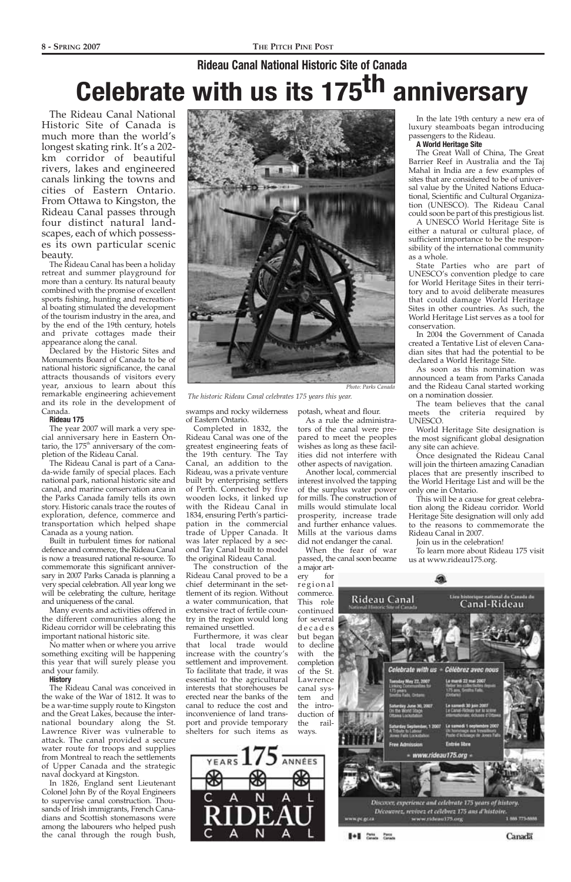## Rideau Canal National Historic Site of Canada

# Celebrate with us its 175th anniversary

The Rideau Canal National Historic Site of Canada is much more than the world's longest skating rink. It's a 202-km corridor of beautiful rivers, lakes and engineered canals linking the towns and cities of Eastern Ontario. From Ottawa to Kingston, the Rideau Canal passes through four distinct natural landscapes, each of which possesses its own particular scenic beauty.

The Rideau Canal has been a holiday retreat and summer playground for more than a century. Its natural beauty combined with the promise of excellent sports fishing, hunting and recreational boating stimulated the development of the tourism industry in the area, and by the end of the 19th century, hotels and private cottages made their appearance along the canal.

Declared by the Historic Sites and Monuments Board of Canada to be of national historic significance, the canal attracts thousands of visitors every year, anxious to learn about this remarkable engineering achievement and its role in the development of Canada.

### Rideau 175

The year 2007 will mark a very special anniversary here in Eastern Ontario, the 175th anniversary of the completion of the Rideau Canal.

The Rideau Canal is part of a Canada-wide family of special places. Each national park, national historic site and canal, and marine conservation area in the Parks Canada family tells its own story. Historic canals trace the routes of exploration, defence, commerce and transportation which helped shape Canada as a young nation.

Built in turbulent times for national defence and commerce, the Rideau Canal is now a treasured national re-source. To commemorate this significant anniversary in 2007 Parks Canada is planning a very special celebration. All year long we will be celebrating the culture, heritage and uniqueness of the canal.

Many events and activities offered in the different communities along the Rideau corridor will be celebrating this important national historic site.

No matter when or where you arrive something exciting will be happening this year that will surely please you and your family.

### History

The Rideau Canal was conceived in the wake of the War of 1812. It was to be a war-time supply route to Kingston and the Great Lakes, because the international boundary along the St. Lawrence River was vulnerable to attack. The canal provided a secure water route for troops and supplies from Montreal to reach the settlements of Upper Canada and the strategic naval dockyard at Kingston.

In 1826, England sent Lieutenant Colonel John By of the Royal Engineers to supervise canal construction. Thousands of Irish immigrants, French Canadians and Scottish stonemasons were among the labourers who helped push the canal through the rough bush, swamps and rocky wilderness of Eastern Ontario.

Completed in 1832, the Rideau Canal was one of the greatest engineering feats of the 19th century. The Tay Canal, an addition to the Rideau, was a private venture built by enterprising settlers of Perth. Connected by five wooden locks, it linked up with the Rideau Canal in 1834, ensuring Perth's participation in the commercial trade of Upper Canada. It was later replaced by a second Tay Canal built to model the original Rideau Canal.

The construction of the Rideau Canal proved to be a chief determinant in the settlement of its region. Without a water communication, that extensive tract of fertile country in the region would long remained unsettled.

Furthermore, it was clear that local trade would increase with the country's settlement and improvement. To facilitate that trade, it was essential to the agricultural interests that storehouses be erected near the banks of the canal to reduce the cost and inconvenience of land transport and provide temporary shelters for such items as potash, wheat and flour.

As a rule the administrators of the canal were prepared to meet the peoples wishes as long as these facilities did not interfere with other aspects of navigation.

Another local, commercial interest involved the tapping of the surplus water power for mills. The construction of mills would stimulate local prosperity, increase trade and further enhance values. Mills at the various dams did not endanger the canal.

When the fear of war passed, the canal soon became a major artery for regional commerce. This role continued for several decades but began to decline with the completion of the St. Lawrence canal system and the introduction of the railways.

*Photo: Parks Canada*

*The historic Rideau Canal celebrates 175 years this year.*

In the late 19th century a new era of luxury steamboats began introducing passengers to the Rideau.

### A World Heritage Site

The Great Wall of China, The Great Barrier Reef in Australia and the Taj Mahal in India are a few examples of sites that are considered to be of universal value by the United Nations Educational, Scientific and Cultural Organization (UNESCO). The Rideau Canal could soon be part of this prestigious list.

A UNESCO World Heritage Site is either a natural or cultural place, of sufficient importance to be the responsibility of the international community as a whole.

State Parties who are part of UNESCO's convention pledge to care for World Heritage Sites in their territory and to avoid deliberate measures that could damage World Heritage Sites in other countries. As such, the World Heritage List serves as a tool for conservation.

In 2004 the Government of Canada created a Tentative List of eleven Canadian sites that had the potential to be declared a World Heritage Site.

As soon as this nomination was announced a team from Parks Canada and the Rideau Canal started working on a nomination dossier.

The team believes that the canal meets the criteria required by UNESCO.

World Heritage Site designation is the most significant global designation any site can achieve.

Once designated the Rideau Canal will join the thirteen amazing Canadian places that are presently inscribed to the World Heritage List and will be the only one in Ontario.

This will be a cause for great celebration along the Rideau corridor. World Heritage Site designation will only add to the reasons to commemorate the Rideau Canal in 2007.

Join us in the celebration!

To learn more about Rideau 175 visit us at www.rideau175.org.

YEARS 175 ANNÉES
CANAL RIDEAU CANAL

**Rideau Canal** National Historic Site of Canada — Lieu historique national du Canada du **Canal-Rideau**

Celebrate with us • Célébrez avec nous

| | |
|---|---|
| Tuesday May 22, 2007 — Linking Communities for 175 years — Smiths Falls, Ontario | Le mardi 22 mai 2007 — Relier les collectivités depuis 175 ans, Smiths Falls, (Ontario) |
| Saturday June 30, 2007 — On the World Stage — Ottawa Lockstation | Le samedi 30 juin 2007 — Le Canal-Rideau sur la scène internationale, écluses d'Ottawa |
| Saturday September, 1 2007 — A Tribute to Labour — Jones Falls Lockstation | Le samedi 1 septembre 2007 — Un hommage aux travailleurs — Poste d'éclusage de Jones Falls |
| Free Admission | Entrée libre |

• www.rideau175.org •

*Discover, experience and celebrate 175 years of history.*
*Découvrez, revivez et célébrez 175 ans d'histoire.*

www.pc.gc.ca — www.rideau175.org — 1 888 773-8888

Parks Canada / Parcs Canada — Canada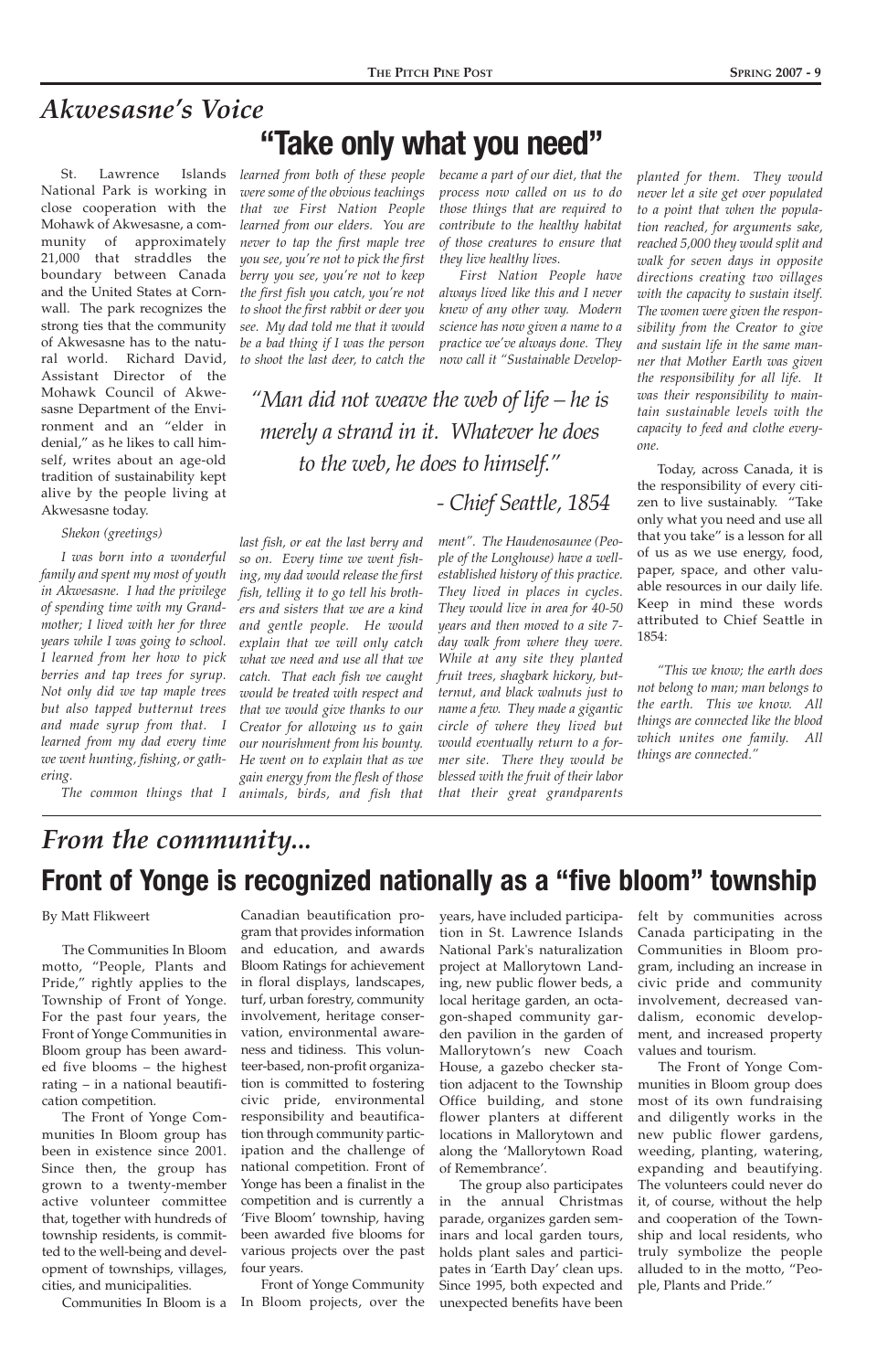## *Akwesasne's Voice*

# "Take only what you need"

St. Lawrence Islands National Park is working in close cooperation with the Mohawk of Akwesasne, a community of approximately 21,000 that straddles the boundary between Canada and the United States at Cornwall. The park recognizes the strong ties that the community of Akwesasne has to the natural world. Richard David, Assistant Director of the Mohawk Council of Akwesasne Department of the Environment and an "elder in denial," as he likes to call himself, writes about an age-old tradition of sustainability kept alive by the people living at Akwesasne today.

*Shekon (greetings)*

*I was born into a wonderful family and spent my most of youth in Akwesasne. I had the privilege of spending time with my Grandmother; I lived with her for three years while I was going to school. I learned from her how to pick berries and tap trees for syrup. Not only did we tap maple trees but also tapped butternut trees and made syrup from that. I learned from my dad every time we went hunting, fishing, or gathering.*

*The common things that I learned from both of these people were some of the obvious teachings that we First Nation People learned from our elders. You are never to tap the first maple tree you see, you're not to pick the first berry you see, you're not to keep the first fish you catch, you're not to shoot the first rabbit or deer you see. My dad told me that it would be a bad thing if I was the person to shoot the last deer, to catch the last fish, or eat the last berry and so on. Every time we went fishing, my dad would release the first fish, telling it to go tell his brothers and sisters that we are a kind and gentle people. He would explain that we will only catch what we need and use all that we catch. That each fish we caught would be treated with respect and that we would give thanks to our Creator for allowing us to gain our nourishment from his bounty. He went on to explain that as we gain energy from the flesh of those animals, birds, and fish that became a part of our diet, that the process now called on us to do those things that are required to contribute to the healthy habitat of those creatures to ensure that they live healthy lives.*

*First Nation People have always lived like this and I never knew of any other way. Modern science has now given a name to a practice we've always done. They now call it "Sustainable Development". The Haudenosaunee (People of the Longhouse) have a well-established history of this practice. They lived in places in cycles. They would live in area for 40-50 years and then moved to a site 7-day walk from where they were. While at any site they planted fruit trees, shagbark hickory, butternut, and black walnuts just to name a few. They made a gigantic circle of where they lived but would eventually return to a former site. There they would be blessed with the fruit of their labor that their great grandparents planted for them. They would never let a site get over populated to a point that when the population reached, for arguments sake, reached 5,000 they would split and walk for seven days in opposite directions creating two villages with the capacity to sustain itself. The women were given the responsibility from the Creator to give and sustain life in the same manner that Mother Earth was given the responsibility for all life. It was their responsibility to maintain sustainable levels with the capacity to feed and clothe everyone.*

> *"Man did not weave the web of life – he is merely a strand in it. Whatever he does to the web, he does to himself."*
>
> *- Chief Seattle, 1854*

Today, across Canada, it is the responsibility of every citizen to live sustainably. "Take only what you need and use all that you take" is a lesson for all of us as we use energy, food, paper, space, and other valuable resources in our daily life. Keep in mind these words attributed to Chief Seattle in 1854:

*"This we know; the earth does not belong to man; man belongs to the earth. This we know. All things are connected like the blood which unites one family. All things are connected."*

## *From the community...*

# Front of Yonge is recognized nationally as a "five bloom" township

By Matt Flikweert

The Communities In Bloom motto, "People, Plants and Pride," rightly applies to the Township of Front of Yonge. For the past four years, the Front of Yonge Communities in Bloom group has been awarded five blooms – the highest rating – in a national beautification competition.

The Front of Yonge Communities In Bloom group has been in existence since 2001. Since then, the group has grown to a twenty-member active volunteer committee that, together with hundreds of township residents, is committed to the well-being and development of townships, villages, cities, and municipalities.

Communities In Bloom is a Canadian beautification program that provides information and education, and awards Bloom Ratings for achievement in floral displays, landscapes, turf, urban forestry, community involvement, heritage conservation, environmental awareness and tidiness. This volunteer-based, non-profit organization is committed to fostering civic pride, environmental responsibility and beautification through community participation and the challenge of national competition. Front of Yonge has been a finalist in the competition and is currently a 'Five Bloom' township, having been awarded five blooms for various projects over the past four years.

Front of Yonge Community In Bloom projects, over the years, have included participation in St. Lawrence Islands National Park's naturalization project at Mallorytown Landing, new public flower beds, a local heritage garden, an octagon-shaped community garden pavilion in the garden of Mallorytown's new Coach House, a gazebo checker station adjacent to the Township Office building, and stone flower planters at different locations in Mallorytown and along the 'Mallorytown Road of Remembrance'.

The group also participates in the annual Christmas parade, organizes garden seminars and local garden tours, holds plant sales and participates in 'Earth Day' clean ups. Since 1995, both expected and unexpected benefits have been felt by communities across Canada participating in the Communities in Bloom program, including an increase in civic pride and community involvement, decreased vandalism, economic development, and increased property values and tourism.

The Front of Yonge Communities in Bloom group does most of its own fundraising and diligently works in the new public flower gardens, weeding, planting, watering, expanding and beautifying. The volunteers could never do it, of course, without the help and cooperation of the Township and local residents, who truly symbolize the people alluded to in the motto, "People, Plants and Pride."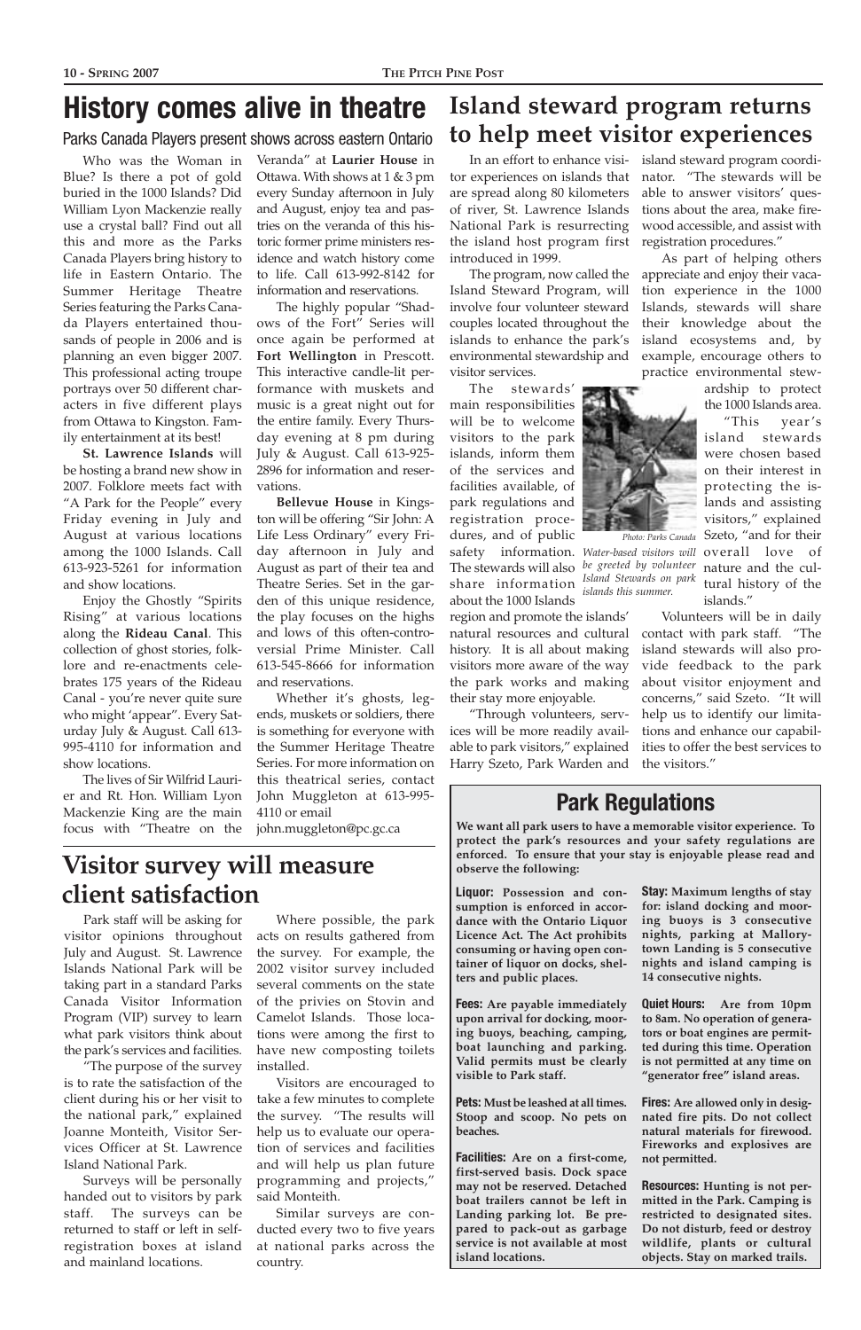# History comes alive in theatre

## Parks Canada Players present shows across eastern Ontario

Who was the Woman in Blue? Is there a pot of gold buried in the 1000 Islands? Did William Lyon Mackenzie really use a crystal ball? Find out all this and more as the Parks Canada Players bring history to life in Eastern Ontario. The Summer Heritage Theatre Series featuring the Parks Canada Players entertained thousands of people in 2006 and is planning an even bigger 2007. This professional acting troupe portrays over 50 different characters in five different plays from Ottawa to Kingston. Family entertainment at its best!

**St. Lawrence Islands** will be hosting a brand new show in 2007. Folklore meets fact with "A Park for the People" every Friday evening in July and August at various locations among the 1000 Islands. Call 613-923-5261 for information and show locations.

Enjoy the Ghostly "Spirits Rising" at various locations along the **Rideau Canal**. This collection of ghost stories, folklore and re-enactments celebrates 175 years of the Rideau Canal - you're never quite sure who might 'appear". Every Saturday July & August. Call 613-995-4110 for information and show locations.

The lives of Sir Wilfrid Laurier and Rt. Hon. William Lyon Mackenzie King are the main focus with "Theatre on the Veranda" at **Laurier House** in Ottawa. With shows at 1 & 3 pm every Sunday afternoon in July and August, enjoy tea and pastries on the veranda of this historic former prime ministers residence and watch history come to life. Call 613-992-8142 for information and reservations.

The highly popular "Shadows of the Fort" Series will once again be performed at **Fort Wellington** in Prescott. This interactive candle-lit performance with muskets and music is a great night out for the entire family. Every Thursday evening at 8 pm during July & August. Call 613-925-2896 for information and reservations.

**Bellevue House** in Kingston will be offering "Sir John: A Life Less Ordinary" every Friday afternoon in July and August as part of their tea and Theatre Series. Set in the garden of this unique residence, the play focuses on the highs and lows of this often-controversial Prime Minister. Call 613-545-8666 for information and reservations.

Whether it's ghosts, legends, muskets or soldiers, there is something for everyone with the Summer Heritage Theatre Series. For more information on this theatrical series, contact John Muggleton at 613-995-4110 or email john.muggleton@pc.gc.ca

# Island steward program returns to help meet visitor experiences

In an effort to enhance visitor experiences on islands that are spread along 80 kilometers of river, St. Lawrence Islands National Park is resurrecting the island host program first introduced in 1999.

The program, now called the Island Steward Program, will involve four volunteer steward couples located throughout the islands to enhance the park's environmental stewardship and visitor services.

The stewards' main responsibilities will be to welcome visitors to the park islands, inform them of the services and facilities available, of park regulations and registration procedures, and of public safety information. The stewards will also share information about the 1000 Islands region and promote the islands' natural resources and cultural history. It is all about making visitors more aware of the way the park works and making their stay more enjoyable.

Photo: Parks Canada

*Water-based visitors will be greeted by volunteer Island Stewards on park islands this summer.*

"Through volunteers, services will be more readily available to park visitors," explained Harry Szeto, Park Warden and island steward program coordinator. "The stewards will be able to answer visitors' questions about the area, make firewood accessible, and assist with registration procedures."

As part of helping others appreciate and enjoy their vacation experience in the 1000 Islands, stewards will share their knowledge about the island ecosystems and, by example, encourage others to practice environmental stewardship to protect the 1000 Islands area.

"This year's island stewards were chosen based on their interest in protecting the islands and assisting visitors," explained Szeto, "and for their overall love of nature and the cultural history of the islands."

Volunteers will be in daily contact with park staff. "The island stewards will also provide feedback to the park about visitor enjoyment and concerns," said Szeto. "It will help us to identify our limitations and enhance our capabilities to offer the best services to the visitors."

# Visitor survey will measure client satisfaction

Park staff will be asking for visitor opinions throughout July and August. St. Lawrence Islands National Park will be taking part in a standard Parks Canada Visitor Information Program (VIP) survey to learn what park visitors think about the park's services and facilities.

"The purpose of the survey is to rate the satisfaction of the client during his or her visit to the national park," explained Joanne Monteith, Visitor Services Officer at St. Lawrence Island National Park.

Surveys will be personally handed out to visitors by park staff. The surveys can be returned to staff or left in self-registration boxes at island and mainland locations.

Where possible, the park acts on results gathered from the survey. For example, the 2002 visitor survey included several comments on the state of the privies on Stovin and Camelot Islands. Those locations were among the first to have new composting toilets installed.

Visitors are encouraged to take a few minutes to complete the survey. "The results will help us to evaluate our operation of services and facilities and will help us plan future programming and projects," said Monteith.

Similar surveys are conducted every two to five years at national parks across the country.

## Park Regulations

**We want all park users to have a memorable visitor experience. To protect the park's resources and your safety regulations are enforced. To ensure that your stay is enjoyable please read and observe the following:**

**Liquor: Possession and consumption is enforced in accordance with the Ontario Liquor Licence Act. The Act prohibits consuming or having open container of liquor on docks, shelters and public places.**

**Fees: Are payable immediately upon arrival for docking, mooring buoys, beaching, camping, boat launching and parking. Valid permits must be clearly visible to Park staff.**

**Pets: Must be leashed at all times. Stoop and scoop. No pets on beaches.**

**Facilities: Are on a first-come, first-served basis. Dock space may not be reserved. Detached boat trailers cannot be left in Landing parking lot. Be prepared to pack-out as garbage service is not available at most island locations.**

**Stay: Maximum lengths of stay for: island docking and mooring buoys is 3 consecutive nights, parking at Mallorytown Landing is 5 consecutive nights and island camping is 14 consecutive nights.**

**Quiet Hours: Are from 10pm to 8am. No operation of generators or boat engines are permitted during this time. Operation is not permitted at any time on "generator free" island areas.**

**Fires: Are allowed only in designated fire pits. Do not collect natural materials for firewood. Fireworks and explosives are not permitted.**

**Resources: Hunting is not permitted in the Park. Camping is restricted to designated sites. Do not disturb, feed or destroy wildlife, plants or cultural objects. Stay on marked trails.**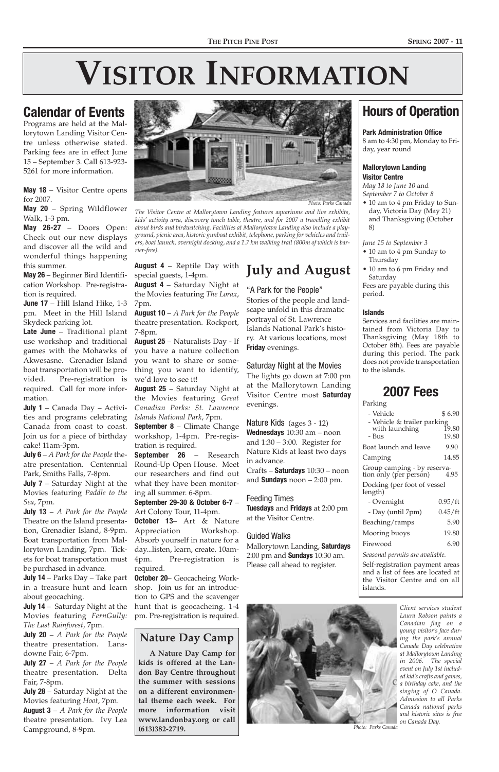# VISITOR INFORMATION

## Calendar of Events

Programs are held at the Mallorytown Landing Visitor Centre unless otherwise stated. Parking fees are in effect June 15 – September 3. Call 613-923-5261 for more information.

**May 18** – Visitor Centre opens for 2007.

**May 20** – Spring Wildflower Walk, 1-3 pm.

**May 26-27** – Doors Open: Check out our new displays and discover all the wild and wonderful things happening this summer.

**May 26** – Beginner Bird Identification Workshop. Pre-registration is required.

**June 17** – Hill Island Hike, 1-3 pm. Meet in the Hill Island Skydeck parking lot.

**Late June** – Traditional plant use workshop and traditional games with the Mohawks of Akwesasne. Grenadier Island boat transportation will be provided. Pre-registration is required. Call for more information.

**July 1** – Canada Day – Activities and programs celebrating Canada from coast to coast. Join us for a piece of birthday cake! 11am-3pm.

**July 6** – *A Park for the People* theatre presentation. Centennial Park, Smiths Falls, 7-8pm.

**July 7** – Saturday Night at the Movies featuring *Paddle to the Sea*, 7pm.

**July 13** – *A Park for the People* Theatre on the Island presentation, Grenadier Island, 8-9pm. Boat transportation from Mallorytown Landing, 7pm. Tickets for boat transportation must be purchased in advance.

**July 14** – Parks Day – Take part in a treasure hunt and learn about geocaching.

**July 14** – Saturday Night at the Movies featuring *FernGully: The Last Rainforest*, 7pm.

**July 20** – *A Park for the People* theatre presentation. Lansdowne Fair, 6-7pm.

**July 27** – *A Park for the People* theatre presentation. Delta Fair, 7-8pm.

**July 28** – Saturday Night at the Movies featuring *Hoot*, 7pm.

**August 3** – *A Park for the People* theatre presentation. Ivy Lea Campground, 8-9pm.

**August 4** – Reptile Day with special guests, 1-4pm.

**August 4** – Saturday Night at the Movies featuring *The Lorax*, 7pm.

**August 10** – *A Park for the People* theatre presentation. Rockport, 7-8pm.

**August 25** – Naturalists Day - If you have a nature collection you want to share or something you want to identify, we'd love to see it!

**August 25** – Saturday Night at the Movies featuring *Great Canadian Parks: St. Lawrence Islands National Park*, 7pm.

**September 8** – Climate Change workshop, 1-4pm. Pre-registration is required.

**September 26** – Research Round-Up Open House. Meet our researchers and find out what they have been monitoring all summer. 6-8pm.

**September 29-30 & October 6-7** – Art Colony Tour, 11-4pm.

**October 13**– Art & Nature Appreciation Workshop. Absorb yourself in nature for a day...listen, learn, create. 10am-4pm. Pre-registration is required.

**October 20**– Geocacheing Workshop. Join us for an introduction to GPS and the scavenger hunt that is geocacheing. 1-4 pm. Pre-registration is required.

Photo: Parks Canada

*The Visitor Centre at Mallorytown Landing features aquariums and live exhibits, kids' activity area, discovery touch table, theatre, and for 2007 a travelling exhibit about birds and birdwatching. Facilities at Mallorytown Landing also include a playground, picnic area, historic gunboat exhibit, telephone, parking for vehicles and trailers, boat launch, overnight docking, and a 1.7 km walking trail (800m of which is barrier-free).*

## Nature Day Camp

**A Nature Day Camp for kids is offered at the Landon Bay Centre throughout the summer with sessions on a different environmental theme each week. For more information visit www.landonbay.org or call (613)382-2719.**

## July and August

### "A Park for the People"

Stories of the people and landscape unfold in this dramatic portrayal of St. Lawrence Islands National Park's history. At various locations, most **Friday** evenings.

### Saturday Night at the Movies

The lights go down at 7:00 pm at the Mallorytown Landing Visitor Centre most **Saturday** evenings.

### Nature Kids (ages 3 - 12)

**Wednesdays** 10:30 am – noon and 1:30 – 3:00. Register for Nature Kids at least two days in advance.

Crafts – **Saturdays** 10:30 – noon and **Sundays** noon – 2:00 pm.

### Feeding Times

**Tuesdays** and **Fridays** at 2:00 pm at the Visitor Centre.

### Guided Walks

Mallorytown Landing, **Saturdays** 2:00 pm and **Sundays** 10:30 am. Please call ahead to register.

## Hours of Operation

**Park Administration Office**

8 am to 4:30 pm, Monday to Friday, year round

**Mallorytown Landing Visitor Centre**

*May 18 to June 10* and *September 7 to October 8*

- 10 am to 4 pm Friday to Sunday, Victoria Day (May 21) and Thanksgiving (October 8)

*June 15 to September 3*

- 10 am to 4 pm Sunday to Thursday
- 10 am to 6 pm Friday and Saturday

Fees are payable during this period.

**Islands**

Services and facilities are maintained from Victoria Day to Thanksgiving (May 18th to October 8th). Fees are payable during this period. The park does not provide transportation to the islands.

## 2007 Fees

| | |
|---|---|
| Parking | |
| - Vehicle | $ 6.90 |
| - Vehicle & trailer parking with launching | 19.80 |
| - Bus | 19.80 |
| Boat launch and leave | 9.90 |
| Camping | 14.85 |
| Group camping - by reservation only (per person) | 4.95 |
| Docking (per foot of vessel length) | |
| - Overnight | 0.95/ft |
| - Day (until 7pm) | 0.45/ft |
| Beaching/ramps | 5.90 |
| Mooring buoys | 19.80 |
| Firewood | 6.90 |

*Seasonal permits are available.*

Self-registration payment areas and a list of fees are located at the Visitor Centre and on all islands.

*Client services student Laura Robson paints a Canadian flag on a young visitor's face during the park's annual Canada Day celebration at Mallorytown Landing in 2006. The special event on July 1st included kid's crafts and games, a birthday cake, and the singing of O Canada. Admission to all Parks Canada national parks and historic sites is free on Canada Day.*

Photo: Parks Canada